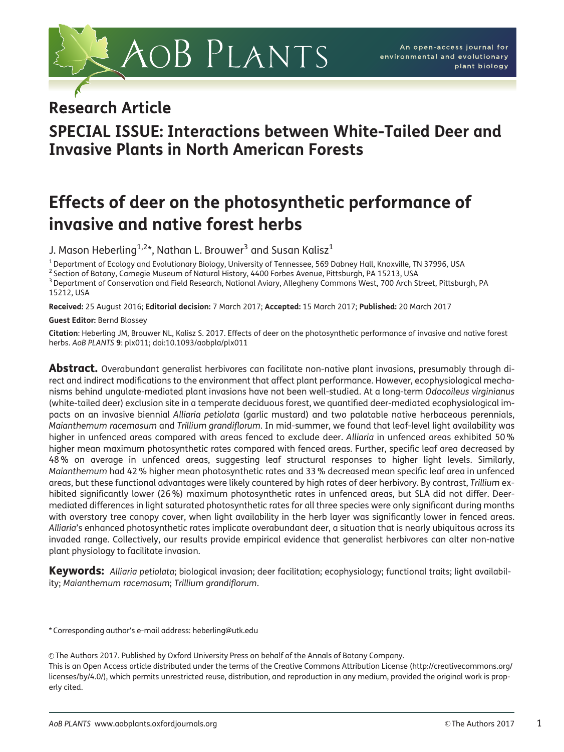## Research Article

## SPECIAL ISSUE: Interactions between White-Tailed Deer and Invasive Plants in North American Forests

# Effects of deer on the photosynthetic performance of invasive and native forest herbs

J. Mason Heberling[1,2]*, Nathan L. Brouwer[3] and Susan Kalisz[1]

[1] Department of Ecology and Evolutionary Biology, University of Tennessee, 569 Dabney Hall, Knoxville, TN 37996, USA
[2] Section of Botany, Carnegie Museum of Natural History, 4400 Forbes Avenue, Pittsburgh, PA 15213, USA
[3] Department of Conservation and Field Research, National Aviary, Allegheny Commons West, 700 Arch Street, Pittsburgh, PA 15212, USA

**Received:** 25 August 2016; **Editorial decision:** 7 March 2017; **Accepted:** 15 March 2017; **Published:** 20 March 2017

**Guest Editor:** Bernd Blossey

**Citation**: Heberling JM, Brouwer NL, Kalisz S. 2017. Effects of deer on the photosynthetic performance of invasive and native forest herbs. *AoB PLANTS* **9**: plx011; doi:10.1093/aobpla/plx011

**Abstract.** Overabundant generalist herbivores can facilitate non-native plant invasions, presumably through direct and indirect modifications to the environment that affect plant performance. However, ecophysiological mechanisms behind ungulate-mediated plant invasions have not been well-studied. At a long-term *Odocoileus virginianus* (white-tailed deer) exclusion site in a temperate deciduous forest, we quantified deer-mediated ecophysiological impacts on an invasive biennial *Alliaria petiolata* (garlic mustard) and two palatable native herbaceous perennials, *Maianthemum racemosum* and *Trillium grandiflorum*. In mid-summer, we found that leaf-level light availability was higher in unfenced areas compared with areas fenced to exclude deer. *Alliaria* in unfenced areas exhibited 50 % higher mean maximum photosynthetic rates compared with fenced areas. Further, specific leaf area decreased by 48 % on average in unfenced areas, suggesting leaf structural responses to higher light levels. Similarly, *Maianthemum* had 42 % higher mean photosynthetic rates and 33 % decreased mean specific leaf area in unfenced areas, but these functional advantages were likely countered by high rates of deer herbivory. By contrast, *Trillium* exhibited significantly lower (26 %) maximum photosynthetic rates in unfenced areas, but SLA did not differ. Deer-mediated differences in light saturated photosynthetic rates for all three species were only significant during months with overstory tree canopy cover, when light availability in the herb layer was significantly lower in fenced areas. *Alliaria*'s enhanced photosynthetic rates implicate overabundant deer, a situation that is nearly ubiquitous across its invaded range. Collectively, our results provide empirical evidence that generalist herbivores can alter non-native plant physiology to facilitate invasion.

**Keywords:** *Alliaria petiolata*; biological invasion; deer facilitation; ecophysiology; functional traits; light availability; *Maianthemum racemosum*; *Trillium grandiflorum*.

\* Corresponding author's e-mail address: heberling@utk.edu

© The Authors 2017. Published by Oxford University Press on behalf of the Annals of Botany Company.
This is an Open Access article distributed under the terms of the Creative Commons Attribution License (http://creativecommons.org/licenses/by/4.0/), which permits unrestricted reuse, distribution, and reproduction in any medium, provided the original work is properly cited.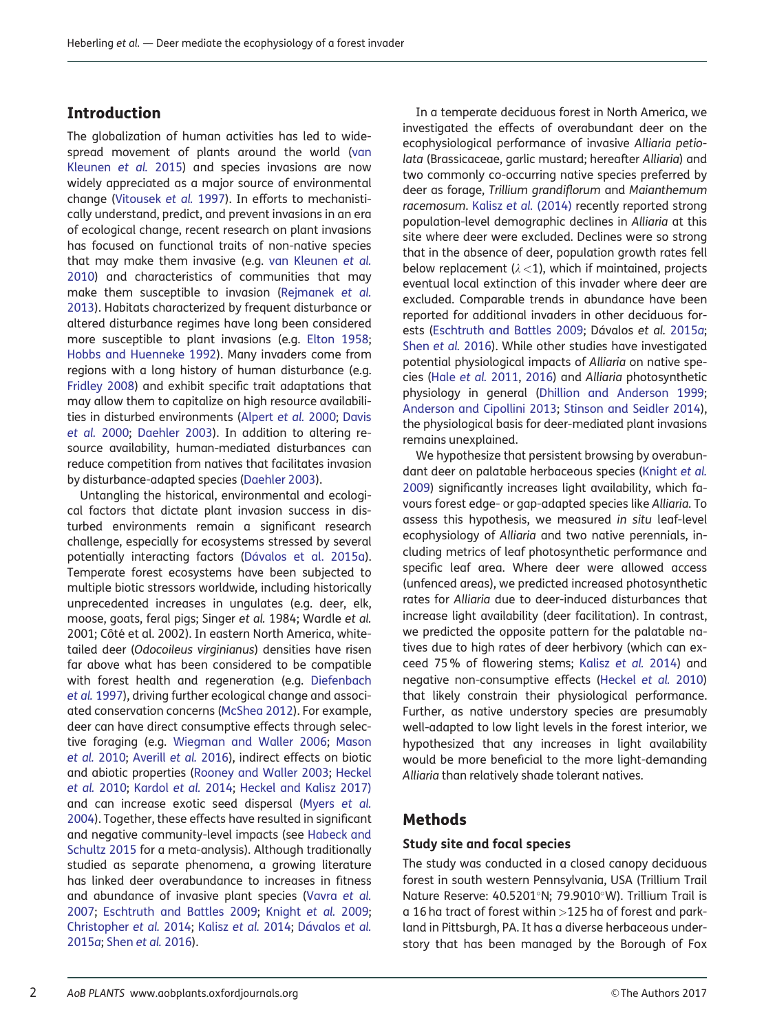## Introduction

The globalization of human activities has led to widespread movement of plants around the world (van Kleunen *et al.* 2015) and species invasions are now widely appreciated as a major source of environmental change (Vitousek *et al.* 1997). In efforts to mechanistically understand, predict, and prevent invasions in an era of ecological change, recent research on plant invasions has focused on functional traits of non-native species that may make them invasive (e.g. van Kleunen *et al.* 2010) and characteristics of communities that may make them susceptible to invasion (Rejmanek *et al.* 2013). Habitats characterized by frequent disturbance or altered disturbance regimes have long been considered more susceptible to plant invasions (e.g. Elton 1958; Hobbs and Huenneke 1992). Many invaders come from regions with a long history of human disturbance (e.g. Fridley 2008) and exhibit specific trait adaptations that may allow them to capitalize on high resource availabilities in disturbed environments (Alpert *et al.* 2000; Davis *et al.* 2000; Daehler 2003). In addition to altering resource availability, human-mediated disturbances can reduce competition from natives that facilitates invasion by disturbance-adapted species (Daehler 2003).

Untangling the historical, environmental and ecological factors that dictate plant invasion success in disturbed environments remain a significant research challenge, especially for ecosystems stressed by several potentially interacting factors (Dávalos et al. 2015*a*). Temperate forest ecosystems have been subjected to multiple biotic stressors worldwide, including historically unprecedented increases in ungulates (e.g. deer, elk, moose, goats, feral pigs; Singer *et al.* 1984; Wardle *et al.* 2001; Côté et al. 2002). In eastern North America, white-tailed deer (*Odocoileus virginianus*) densities have risen far above what has been considered to be compatible with forest health and regeneration (e.g. Diefenbach *et al.* 1997), driving further ecological change and associated conservation concerns (McShea 2012). For example, deer can have direct consumptive effects through selective foraging (e.g. Wiegman and Waller 2006; Mason *et al.* 2010; Averill *et al.* 2016), indirect effects on biotic and abiotic properties (Rooney and Waller 2003; Heckel *et al.* 2010; Kardol *et al.* 2014; Heckel and Kalisz 2017) and can increase exotic seed dispersal (Myers *et al.* 2004). Together, these effects have resulted in significant and negative community-level impacts (see Habeck and Schultz 2015 for a meta-analysis). Although traditionally studied as separate phenomena, a growing literature has linked deer overabundance to increases in fitness and abundance of invasive plant species (Vavra *et al.* 2007; Eschtruth and Battles 2009; Knight *et al.* 2009; Christopher *et al.* 2014; Kalisz *et al.* 2014; Dávalos *et al.* 2015*a*; Shen *et al.* 2016).

In a temperate deciduous forest in North America, we investigated the effects of overabundant deer on the ecophysiological performance of invasive *Alliaria petiolata* (Brassicaceae, garlic mustard; hereafter *Alliaria*) and two commonly co-occurring native species preferred by deer as forage, *Trillium grandiflorum* and *Maianthemum racemosum*. Kalisz *et al.* (2014) recently reported strong population-level demographic declines in *Alliaria* at this site where deer were excluded. Declines were so strong that in the absence of deer, population growth rates fell below replacement ($\lambda < 1$), which if maintained, projects eventual local extinction of this invader where deer are excluded. Comparable trends in abundance have been reported for additional invaders in other deciduous forests (Eschtruth and Battles 2009; Dávalos *et al.* 2015*a*; Shen *et al.* 2016). While other studies have investigated potential physiological impacts of *Alliaria* on native species (Hale *et al.* 2011, 2016) and *Alliaria* photosynthetic physiology in general (Dhillion and Anderson 1999; Anderson and Cipollini 2013; Stinson and Seidler 2014), the physiological basis for deer-mediated plant invasions remains unexplained.

We hypothesize that persistent browsing by overabundant deer on palatable herbaceous species (Knight *et al.* 2009) significantly increases light availability, which favours forest edge- or gap-adapted species like *Alliaria*. To assess this hypothesis, we measured *in situ* leaf-level ecophysiology of *Alliaria* and two native perennials, including metrics of leaf photosynthetic performance and specific leaf area. Where deer were allowed access (unfenced areas), we predicted increased photosynthetic rates for *Alliaria* due to deer-induced disturbances that increase light availability (deer facilitation). In contrast, we predicted the opposite pattern for the palatable natives due to high rates of deer herbivory (which can exceed 75 % of flowering stems; Kalisz *et al.* 2014) and negative non-consumptive effects (Heckel *et al.* 2010) that likely constrain their physiological performance. Further, as native understory species are presumably well-adapted to low light levels in the forest interior, we hypothesized that any increases in light availability would be more beneficial to the more light-demanding *Alliaria* than relatively shade tolerant natives.

## Methods

### Study site and focal species

The study was conducted in a closed canopy deciduous forest in south western Pennsylvania, USA (Trillium Trail Nature Reserve: 40.5201°N; 79.9010°W). Trillium Trail is a 16 ha tract of forest within >125 ha of forest and parkland in Pittsburgh, PA. It has a diverse herbaceous understory that has been managed by the Borough of Fox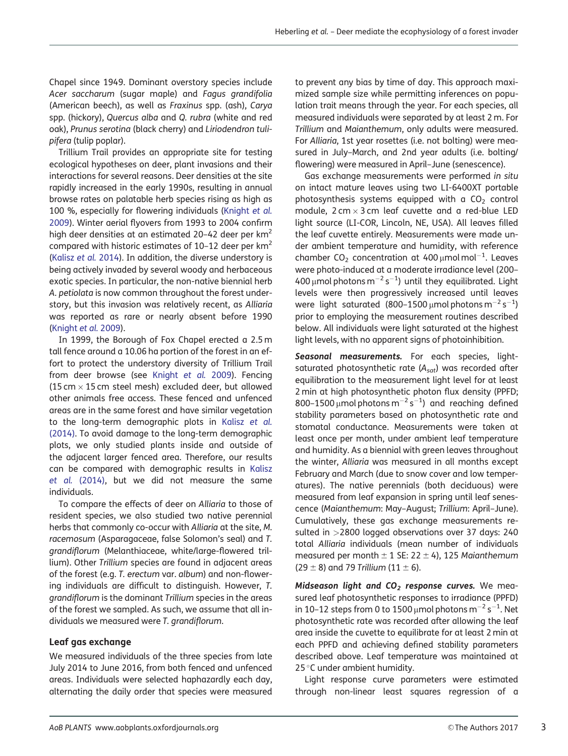Chapel since 1949. Dominant overstory species include *Acer saccharum* (sugar maple) and *Fagus grandifolia* (American beech), as well as *Fraxinus* spp. (ash), *Carya* spp. (hickory), *Quercus alba* and *Q. rubra* (white and red oak), *Prunus serotina* (black cherry) and *Liriodendron tulipifera* (tulip poplar).

Trillium Trail provides an appropriate site for testing ecological hypotheses on deer, plant invasions and their interactions for several reasons. Deer densities at the site rapidly increased in the early 1990s, resulting in annual browse rates on palatable herb species rising as high as 100 %, especially for flowering individuals (Knight *et al.* 2009). Winter aerial flyovers from 1993 to 2004 confirm high deer densities at an estimated 20–42 deer per km$^2$ compared with historic estimates of 10–12 deer per km$^2$ (Kalisz *et al.* 2014). In addition, the diverse understory is being actively invaded by several woody and herbaceous exotic species. In particular, the non-native biennial herb *A. petiolata* is now common throughout the forest understory, but this invasion was relatively recent, as *Alliaria* was reported as rare or nearly absent before 1990 (Knight *et al.* 2009).

In 1999, the Borough of Fox Chapel erected a 2.5 m tall fence around a 10.06 ha portion of the forest in an effort to protect the understory diversity of Trillium Trail from deer browse (see Knight *et al.* 2009). Fencing (15 cm × 15 cm steel mesh) excluded deer, but allowed other animals free access. These fenced and unfenced areas are in the same forest and have similar vegetation to the long-term demographic plots in Kalisz *et al.* (2014). To avoid damage to the long-term demographic plots, we only studied plants inside and outside of the adjacent larger fenced area. Therefore, our results can be compared with demographic results in Kalisz *et al.* (2014), but we did not measure the same individuals.

To compare the effects of deer on *Alliaria* to those of resident species, we also studied two native perennial herbs that commonly co-occur with *Alliaria* at the site, *M. racemosum* (Asparagaceae, false Solomon's seal) and *T. grandiflorum* (Melanthiaceae, white/large-flowered trillium). Other *Trillium* species are found in adjacent areas of the forest (e.g. *T. erectum* var. *album*) and non-flowering individuals are difficult to distinguish. However, *T. grandiflorum* is the dominant *Trillium* species in the areas of the forest we sampled. As such, we assume that all individuals we measured were *T. grandiflorum*.

### Leaf gas exchange

We measured individuals of the three species from late July 2014 to June 2016, from both fenced and unfenced areas. Individuals were selected haphazardly each day, alternating the daily order that species were measured to prevent any bias by time of day. This approach maximized sample size while permitting inferences on population trait means through the year. For each species, all measured individuals were separated by at least 2 m. For *Trillium* and *Maianthemum*, only adults were measured. For *Alliaria*, 1st year rosettes (i.e. not bolting) were measured in July–March, and 2nd year adults (i.e. bolting/flowering) were measured in April–June (senescence).

Gas exchange measurements were performed *in situ* on intact mature leaves using two LI-6400XT portable photosynthesis systems equipped with a $CO_2$ control module, 2 cm × 3 cm leaf cuvette and a red-blue LED light source (LI-COR, Lincoln, NE, USA). All leaves filled the leaf cuvette entirely. Measurements were made under ambient temperature and humidity, with reference chamber $CO_2$ concentration at 400 μmol mol$^{-1}$. Leaves were photo-induced at a moderate irradiance level (200–400 μmol photons m$^{-2}$ s$^{-1}$) until they equilibrated. Light levels were then progressively increased until leaves were light saturated (800–1500 μmol photons m$^{-2}$ s$^{-1}$) prior to employing the measurement routines described below. All individuals were light saturated at the highest light levels, with no apparent signs of photoinhibition.

***Seasonal measurements.*** For each species, light-saturated photosynthetic rate ($A_{sat}$) was recorded after equilibration to the measurement light level for at least 2 min at high photosynthetic photon flux density (PPFD; 800–1500 μmol photons m$^{-2}$ s$^{-1}$) and reaching defined stability parameters based on photosynthetic rate and stomatal conductance. Measurements were taken at least once per month, under ambient leaf temperature and humidity. As a biennial with green leaves throughout the winter, *Alliaria* was measured in all months except February and March (due to snow cover and low temperatures). The native perennials (both deciduous) were measured from leaf expansion in spring until leaf senescence (*Maianthemum*: May–August; *Trillium*: April–June). Cumulatively, these gas exchange measurements resulted in >2800 logged observations over 37 days: 240 total *Alliaria* individuals (mean number of individuals measured per month ± 1 SE: 22 ± 4), 125 *Maianthemum* (29 ± 8) and 79 *Trillium* (11 ± 6).

***Midseason light and $CO_2$ response curves.*** We measured leaf photosynthetic responses to irradiance (PPFD) in 10–12 steps from 0 to 1500 μmol photons m$^{-2}$ s$^{-1}$. Net photosynthetic rate was recorded after allowing the leaf area inside the cuvette to equilibrate for at least 2 min at each PPFD and achieving defined stability parameters described above. Leaf temperature was maintained at 25 °C under ambient humidity.

Light response curve parameters were estimated through non-linear least squares regression of a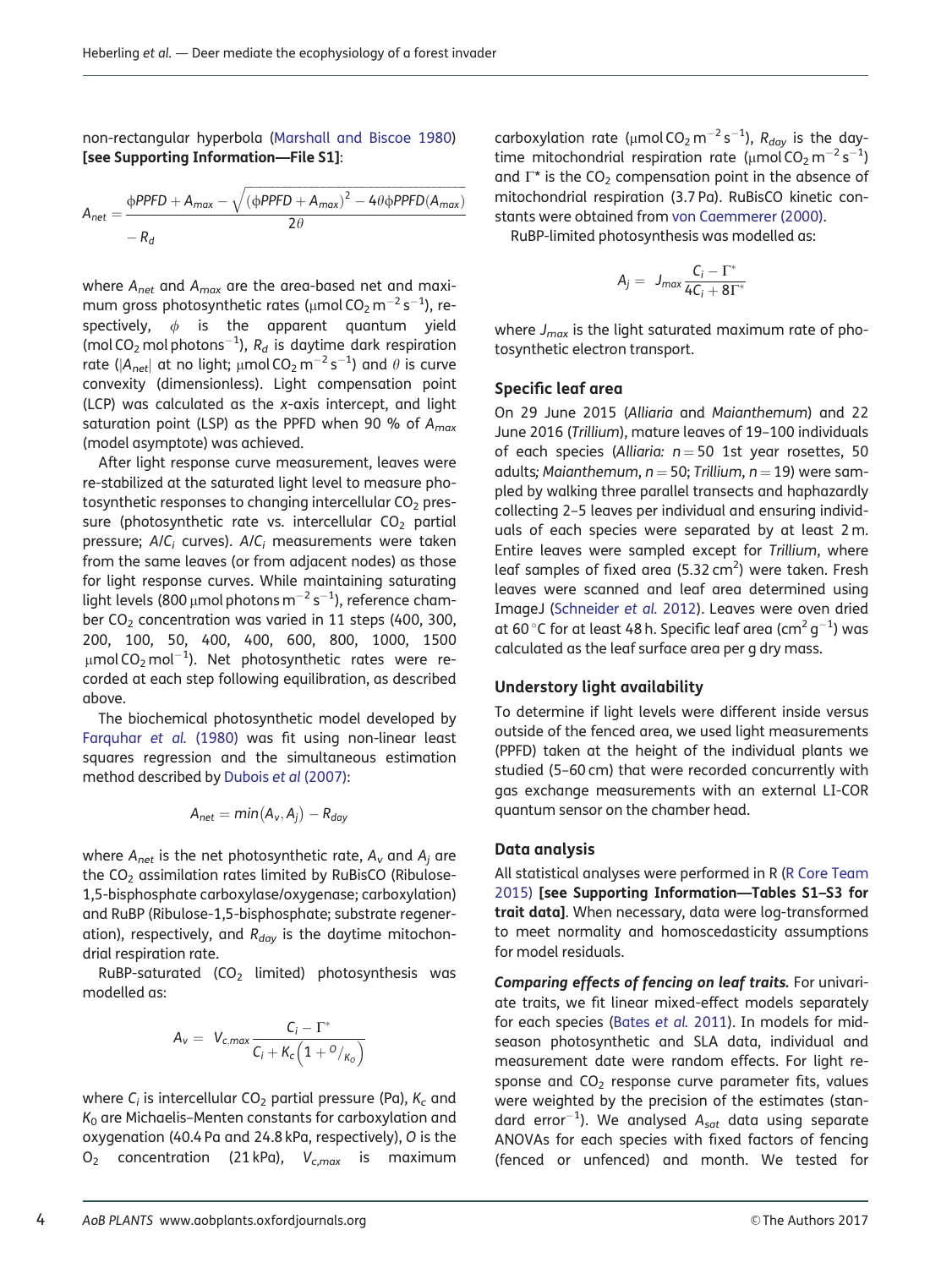non-rectangular hyperbola (Marshall and Biscoe 1980) **[see Supporting Information—File S1]**:

$$A_{net} = \frac{\phi PPFD + A_{max} - \sqrt{(\phi PPFD + A_{max})^2 - 4\theta\phi PPFD(A_{max})}}{2\theta} - R_d$$

where $A_{net}$ and $A_{max}$ are the area-based net and maximum gross photosynthetic rates (μmol $CO_2$ $m^{-2}$ $s^{-1}$), respectively, $\phi$ is the apparent quantum yield (mol $CO_2$ mol photons$^{-1}$), $R_d$ is daytime dark respiration rate ($|A_{net}|$ at no light; μmol $CO_2$ $m^{-2}$ $s^{-1}$) and $\theta$ is curve convexity (dimensionless). Light compensation point (LCP) was calculated as the *x*-axis intercept, and light saturation point (LSP) as the PPFD when 90 % of $A_{max}$ (model asymptote) was achieved.

After light response curve measurement, leaves were re-stabilized at the saturated light level to measure photosynthetic responses to changing intercellular $CO_2$ pressure (photosynthetic rate vs. intercellular $CO_2$ partial pressure; $A/C_i$ curves). $A/C_i$ measurements were taken from the same leaves (or from adjacent nodes) as those for light response curves. While maintaining saturating light levels (800 μmol photons $m^{-2}$ $s^{-1}$), reference chamber $CO_2$ concentration was varied in 11 steps (400, 300, 200, 100, 50, 400, 400, 600, 800, 1000, 1500 μmol $CO_2$ mol$^{-1}$). Net photosynthetic rates were recorded at each step following equilibration, as described above.

The biochemical photosynthetic model developed by Farquhar *et al.* (1980) was fit using non-linear least squares regression and the simultaneous estimation method described by Dubois *et al* (2007):

$$A_{net} = min(A_v, A_j) - R_{day}$$

where $A_{net}$ is the net photosynthetic rate, $A_v$ and $A_j$ are the $CO_2$ assimilation rates limited by RuBisCO (Ribulose-1,5-bisphosphate carboxylase/oxygenase; carboxylation) and RuBP (Ribulose-1,5-bisphosphate; substrate regeneration), respectively, and $R_{day}$ is the daytime mitochondrial respiration rate.

RuBP-saturated ($CO_2$ limited) photosynthesis was modelled as:

$$A_v = V_{c,max}\frac{C_i - \Gamma^*}{C_i + K_c\left(1 + {}^{O}/_{K_o}\right)}$$

where $C_i$ is intercellular $CO_2$ partial pressure (Pa), $K_c$ and $K_o$ are Michaelis–Menten constants for carboxylation and oxygenation (40.4 Pa and 24.8 kPa, respectively), $O$ is the $O_2$ concentration (21 kPa), $V_{c,max}$ is maximum carboxylation rate (μmol $CO_2$ $m^{-2}$ $s^{-1}$), $R_{day}$ is the daytime mitochondrial respiration rate (μmol $CO_2$ $m^{-2}$ $s^{-1}$) and $\Gamma^*$ is the $CO_2$ compensation point in the absence of mitochondrial respiration (3.7 Pa). RuBisCO kinetic constants were obtained from von Caemmerer (2000).

RuBP-limited photosynthesis was modelled as:

$$A_j = J_{max}\frac{C_i - \Gamma^*}{4C_i + 8\Gamma^*}$$

where $J_{max}$ is the light saturated maximum rate of photosynthetic electron transport.

### Specific leaf area

On 29 June 2015 (*Alliaria* and *Maianthemum*) and 22 June 2016 (*Trillium*), mature leaves of 19–100 individuals of each species (*Alliaria:* $n = 50$ 1st year rosettes, 50 adults; *Maianthemum*, $n = 50$; *Trillium*, $n = 19$) were sampled by walking three parallel transects and haphazardly collecting 2–5 leaves per individual and ensuring individuals of each species were separated by at least 2 m. Entire leaves were sampled except for *Trillium*, where leaf samples of fixed area (5.32 $cm^2$) were taken. Fresh leaves were scanned and leaf area determined using ImageJ (Schneider *et al.* 2012). Leaves were oven dried at 60 °C for at least 48 h. Specific leaf area ($cm^2$ $g^{-1}$) was calculated as the leaf surface area per g dry mass.

### Understory light availability

To determine if light levels were different inside versus outside of the fenced area, we used light measurements (PPFD) taken at the height of the individual plants we studied (5–60 cm) that were recorded concurrently with gas exchange measurements with an external LI-COR quantum sensor on the chamber head.

### Data analysis

All statistical analyses were performed in R (R Core Team 2015) **[see Supporting Information—Tables S1–S3 for trait data]**. When necessary, data were log-transformed to meet normality and homoscedasticity assumptions for model residuals.

***Comparing effects of fencing on leaf traits.*** For univariate traits, we fit linear mixed-effect models separately for each species (Bates *et al.* 2011). In models for mid-season photosynthetic and SLA data, individual and measurement date were random effects. For light response and $CO_2$ response curve parameter fits, values were weighted by the precision of the estimates (standard error$^{-1}$). We analysed $A_{sat}$ data using separate ANOVAs for each species with fixed factors of fencing (fenced or unfenced) and month. We tested for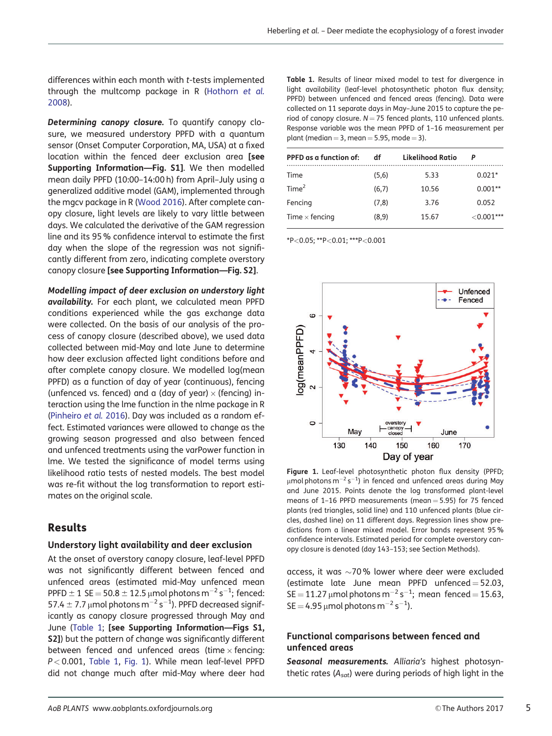differences within each month with *t*-tests implemented through the multcomp package in R (Hothorn *et al.* 2008).

***Determining canopy closure.*** To quantify canopy closure, we measured understory PPFD with a quantum sensor (Onset Computer Corporation, MA, USA) at a fixed location within the fenced deer exclusion area **[see Supporting Information—Fig. S1]**. We then modelled mean daily PPFD (10:00–14:00 h) from April–July using a generalized additive model (GAM), implemented through the mgcv package in R (Wood 2016). After complete canopy closure, light levels are likely to vary little between days. We calculated the derivative of the GAM regression line and its 95 % confidence interval to estimate the first day when the slope of the regression was not significantly different from zero, indicating complete overstory canopy closure **[see Supporting Information—Fig. S2]**.

***Modelling impact of deer exclusion on understory light availability.*** For each plant, we calculated mean PPFD conditions experienced while the gas exchange data were collected. On the basis of our analysis of the process of canopy closure (described above), we used data collected between mid-May and late June to determine how deer exclusion affected light conditions before and after complete canopy closure. We modelled log(mean PPFD) as a function of day of year (continuous), fencing (unfenced vs. fenced) and a (day of year) × (fencing) interaction using the lme function in the nlme package in R (Pinheiro *et al.* 2016). Day was included as a random effect. Estimated variances were allowed to change as the growing season progressed and also between fenced and unfenced treatments using the varPower function in lme. We tested the significance of model terms using likelihood ratio tests of nested models. The best model was re-fit without the log transformation to report estimates on the original scale.

## Results

### Understory light availability and deer exclusion

At the onset of overstory canopy closure, leaf-level PPFD was not significantly different between fenced and unfenced areas (estimated mid-May unfenced mean PPFD ± 1 SE = 50.8 ± 12.5 μmol photons $m^{-2}$ $s^{-1}$; fenced: 57.4 ± 7.7 μmol photons $m^{-2}$ $s^{-1}$). PPFD decreased significantly as canopy closure progressed through May and June (Table 1; **[see Supporting Information—Figs S1, S2]**) but the pattern of change was significantly different between fenced and unfenced areas (time × fencing: $P < 0.001$, Table 1, Fig. 1). While mean leaf-level PPFD did not change much after mid-May where deer had access, it was ∼70 % lower where deer were excluded (estimate late June mean PPFD unfenced = 52.03, SE = 11.27 μmol photons $m^{-2}$ $s^{-1}$; mean fenced = 15.63, SE = 4.95 μmol photons $m^{-2}$ $s^{-1}$).

**Table 1.** Results of linear mixed model to test for divergence in light availability (leaf-level photosynthetic photon flux density; PPFD) between unfenced and fenced areas (fencing). Data were collected on 11 separate days in May–June 2015 to capture the period of canopy closure. $N = 75$ fenced plants, 110 unfenced plants. Response variable was the mean PPFD of 1–16 measurement per plant (median = 3, mean = 5.95, mode = 3).

| PPFD as a function of: | df | Likelihood Ratio | *P* |
|---|---|---|---|
| Time | (5,6) | 5.33 | 0.021* |
| Time$^2$ | (6,7) | 10.56 | 0.001** |
| Fencing | (7,8) | 3.76 | 0.052 |
| Time × fencing | (8,9) | 15.67 | <0.001*** |

*P<0.05; **P<0.01; ***P<0.001

**Figure 1.** Leaf-level photosynthetic photon flux density (PPFD; μmol photons $m^{-2}$ $s^{-1}$) in fenced and unfenced areas during May and June 2015. Points denote the log transformed plant-level means of 1–16 PPFD measurements (mean = 5.95) for 75 fenced plants (red triangles, solid line) and 110 unfenced plants (blue circles, dashed line) on 11 different days. Regression lines show predictions from a linear mixed model. Error bands represent 95 % confidence intervals. Estimated period for complete overstory canopy closure is denoted (day 143–153; see Section Methods).

### Functional comparisons between fenced and unfenced areas

***Seasonal measurements.*** *Alliaria's* highest photosynthetic rates ($A_{sat}$) were during periods of high light in the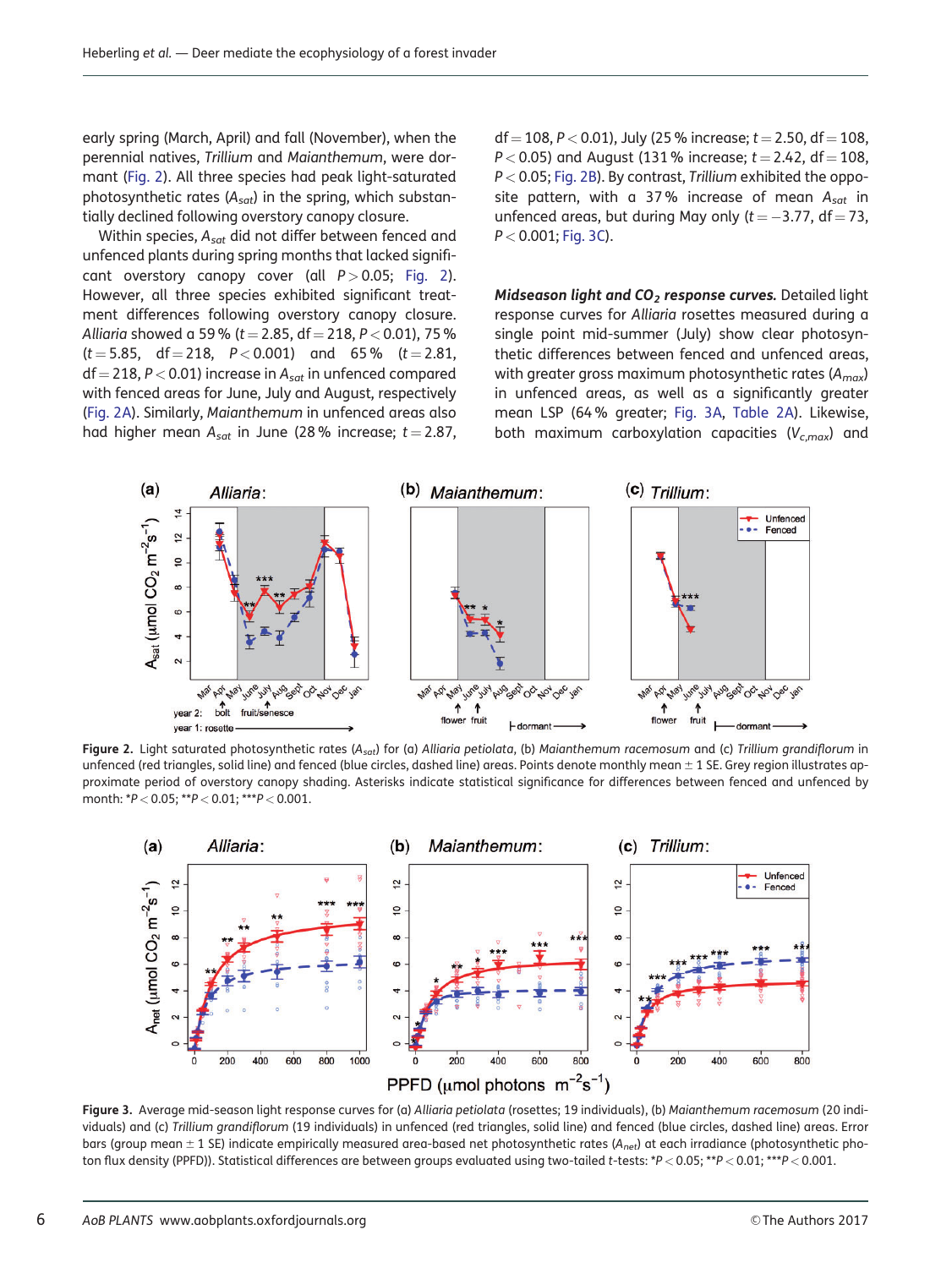early spring (March, April) and fall (November), when the perennial natives, *Trillium* and *Maianthemum*, were dormant (Fig. 2). All three species had peak light-saturated photosynthetic rates ($A_{sat}$) in the spring, which substantially declined following overstory canopy closure.

Within species, $A_{sat}$ did not differ between fenced and unfenced plants during spring months that lacked significant overstory canopy cover (all $P > 0.05$; Fig. 2). However, all three species exhibited significant treatment differences following overstory canopy closure. *Alliaria* showed a 59 % ($t = 2.85$, $df = 218$, $P < 0.01$), 75 % ($t = 5.85$, $df = 218$, $P < 0.001$) and 65 % ($t = 2.81$, $df = 218$, $P < 0.01$) increase in $A_{sat}$ in unfenced compared with fenced areas for June, July and August, respectively (Fig. 2A). Similarly, *Maianthemum* in unfenced areas also had higher mean $A_{sat}$ in June (28 % increase; $t = 2.87$, $df = 108$, $P < 0.01$), July (25 % increase; $t = 2.50$, $df = 108$, $P < 0.05$) and August (131 % increase; $t = 2.42$, $df = 108$, $P < 0.05$; Fig. 2B). By contrast, *Trillium* exhibited the opposite pattern, with a 37 % increase of mean $A_{sat}$ in unfenced areas, but during May only ($t = -3.77$, $df = 73$, $P < 0.001$; Fig. 3C).

***Midseason light and $CO_2$ response curves.*** Detailed light response curves for *Alliaria* rosettes measured during a single point mid-summer (July) show clear photosynthetic differences between fenced and unfenced areas, with greater gross maximum photosynthetic rates ($A_{max}$) in unfenced areas, as well as a significantly greater mean LSP (64 % greater; Fig. 3A, Table 2A). Likewise, both maximum carboxylation capacities ($V_{c,max}$) and

**Figure 2.** Light saturated photosynthetic rates ($A_{sat}$) for (a) *Alliaria petiolata*, (b) *Maianthemum racemosum* and (c) *Trillium grandiflorum* in unfenced (red triangles, solid line) and fenced (blue circles, dashed line) areas. Points denote monthly mean ± 1 SE. Grey region illustrates approximate period of overstory canopy shading. Asterisks indicate statistical significance for differences between fenced and unfenced by month: *$P < 0.05$; **$P < 0.01$; ***$P < 0.001$.

**Figure 3.** Average mid-season light response curves for (a) *Alliaria petiolata* (rosettes; 19 individuals), (b) *Maianthemum racemosum* (20 individuals) and (c) *Trillium grandiflorum* (19 individuals) in unfenced (red triangles, solid line) and fenced (blue circles, dashed line) areas. Error bars (group mean ± 1 SE) indicate empirically measured area-based net photosynthetic rates ($A_{net}$) at each irradiance (photosynthetic photon flux density (PPFD)). Statistical differences are between groups evaluated using two-tailed *t*-tests: *$P < 0.05$; **$P < 0.01$; ***$P < 0.001$.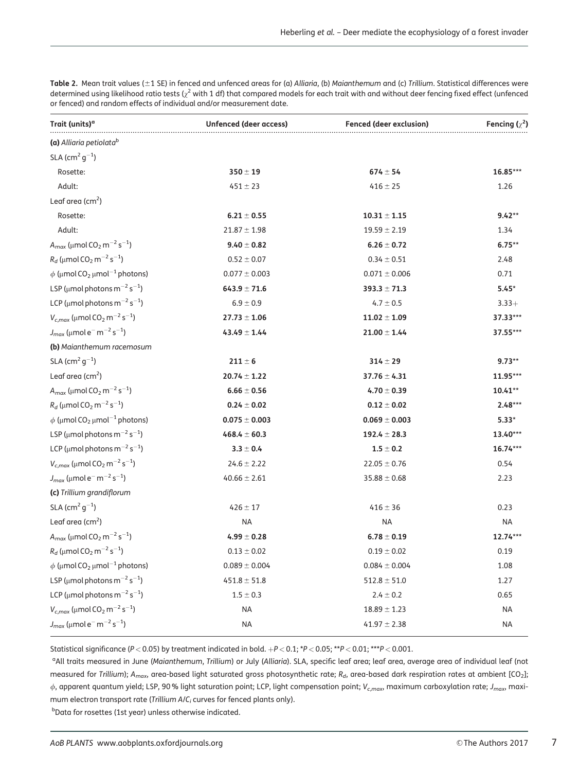**Table 2.** Mean trait values (±1 SE) in fenced and unfenced areas for (a) *Alliaria*, (b) *Maianthemum* and (c) *Trillium*. Statistical differences were determined using likelihood ratio tests ($\chi^2$ with 1 df) that compared models for each trait with and without deer fencing fixed effect (unfenced or fenced) and random effects of individual and/or measurement date.

| Trait (units)[a] | Unfenced (deer access) | Fenced (deer exclusion) | Fencing ($\chi^2$) |
|---|---|---|---|
| **(a)** *Alliaria petiolata*[b] | | | |
| SLA ($cm^2\,g^{-1}$) | | | |
| Rosette: | **350 ± 19** | **674 ± 54** | **16.85*** ** |
| Adult: | 451 ± 23 | 416 ± 25 | 1.26 |
| Leaf area ($cm^2$) | | | |
| Rosette: | **6.21 ± 0.55** | **10.31 ± 1.15** | **9.42** ** |
| Adult: | 21.87 ± 1.98 | 19.59 ± 2.19 | 1.34 |
| $A_{max}$ ($\mu mol\,CO_2\,m^{-2}\,s^{-1}$) | **9.40 ± 0.82** | **6.26 ± 0.72** | **6.75** ** |
| $R_d$ ($\mu mol\,CO_2\,m^{-2}\,s^{-1}$) | 0.52 ± 0.07 | 0.34 ± 0.51 | 2.48 |
| $\phi$ ($\mu mol\,CO_2\,\mu mol^{-1}$ photons) | 0.077 ± 0.003 | 0.071 ± 0.006 | 0.71 |
| LSP ($\mu mol$ photons $m^{-2}\,s^{-1}$) | **643.9 ± 71.6** | **393.3 ± 71.3** | **5.45*** |
| LCP ($\mu mol$ photons $m^{-2}\,s^{-1}$) | 6.9 ± 0.9 | 4.7 ± 0.5 | 3.33+ |
| $V_{c,max}$ ($\mu mol\,CO_2\,m^{-2}\,s^{-1}$) | **27.73 ± 1.06** | **11.02 ± 1.09** | **37.33*** ** |
| $J_{max}$ ($\mu mol\,e^-\,m^{-2}\,s^{-1}$) | **43.49 ± 1.44** | **21.00 ± 1.44** | **37.55*** ** |
| **(b)** *Maianthemum racemosum* | | | |
| SLA ($cm^2\,g^{-1}$) | **211 ± 6** | **314 ± 29** | **9.73** ** |
| Leaf area ($cm^2$) | **20.74 ± 1.22** | **37.76 ± 4.31** | **11.95*** ** |
| $A_{max}$ ($\mu mol\,CO_2\,m^{-2}\,s^{-1}$) | **6.66 ± 0.56** | **4.70 ± 0.39** | **10.41** ** |
| $R_d$ ($\mu mol\,CO_2\,m^{-2}\,s^{-1}$) | **0.24 ± 0.02** | **0.12 ± 0.02** | **2.48*** ** |
| $\phi$ ($\mu mol\,CO_2\,\mu mol^{-1}$ photons) | **0.075 ± 0.003** | **0.069 ± 0.003** | **5.33*** |
| LSP ($\mu mol$ photons $m^{-2}\,s^{-1}$) | **468.4 ± 60.3** | **192.4 ± 28.3** | **13.40*** ** |
| LCP ($\mu mol$ photons $m^{-2}\,s^{-1}$) | **3.3 ± 0.4** | **1.5 ± 0.2** | **16.74*** ** |
| $V_{c,max}$ ($\mu mol\,CO_2\,m^{-2}\,s^{-1}$) | 24.6 ± 2.22 | 22.05 ± 0.76 | 0.54 |
| $J_{max}$ ($\mu mol\,e^-\,m^{-2}\,s^{-1}$) | 40.66 ± 2.61 | 35.88 ± 0.68 | 2.23 |
| **(c)** *Trillium grandiflorum* | | | |
| SLA ($cm^2\,g^{-1}$) | 426 ± 17 | 416 ± 36 | 0.23 |
| Leaf area ($cm^2$) | NA | NA | NA |
| $A_{max}$ ($\mu mol\,CO_2\,m^{-2}\,s^{-1}$) | **4.99 ± 0.28** | **6.78 ± 0.19** | **12.74*** ** |
| $R_d$ ($\mu mol\,CO_2\,m^{-2}\,s^{-1}$) | 0.13 ± 0.02 | 0.19 ± 0.02 | 0.19 |
| $\phi$ ($\mu mol\,CO_2\,\mu mol^{-1}$ photons) | 0.089 ± 0.004 | 0.084 ± 0.004 | 1.08 |
| LSP ($\mu mol$ photons $m^{-2}\,s^{-1}$) | 451.8 ± 51.8 | 512.8 ± 51.0 | 1.27 |
| LCP ($\mu mol$ photons $m^{-2}\,s^{-1}$) | 1.5 ± 0.3 | 2.4 ± 0.2 | 0.65 |
| $V_{c,max}$ ($\mu mol\,CO_2\,m^{-2}\,s^{-1}$) | NA | 18.89 ± 1.23 | NA |
| $J_{max}$ ($\mu mol\,e^-\,m^{-2}\,s^{-1}$) | NA | 41.97 ± 2.38 | NA |

Statistical significance ($P < 0.05$) by treatment indicated in bold. $+P < 0.1$; $*P < 0.05$; $**P < 0.01$; $***P < 0.001$.

[a]All traits measured in June (*Maianthemum*, *Trillium*) or July (*Alliaria*). SLA, specific leaf area; leaf area, average area of individual leaf (not measured for *Trillium*); $A_{max}$, area-based light saturated gross photosynthetic rate; $R_d$, area-based dark respiration rates at ambient [$CO_2$]; $\phi$, apparent quantum yield; LSP, 90 % light saturation point; LCP, light compensation point; $V_{c,max}$, maximum carboxylation rate; $J_{max}$, maximum electron transport rate (*Trillium* $A/C_i$ curves for fenced plants only).

[b]Data for rosettes (1st year) unless otherwise indicated.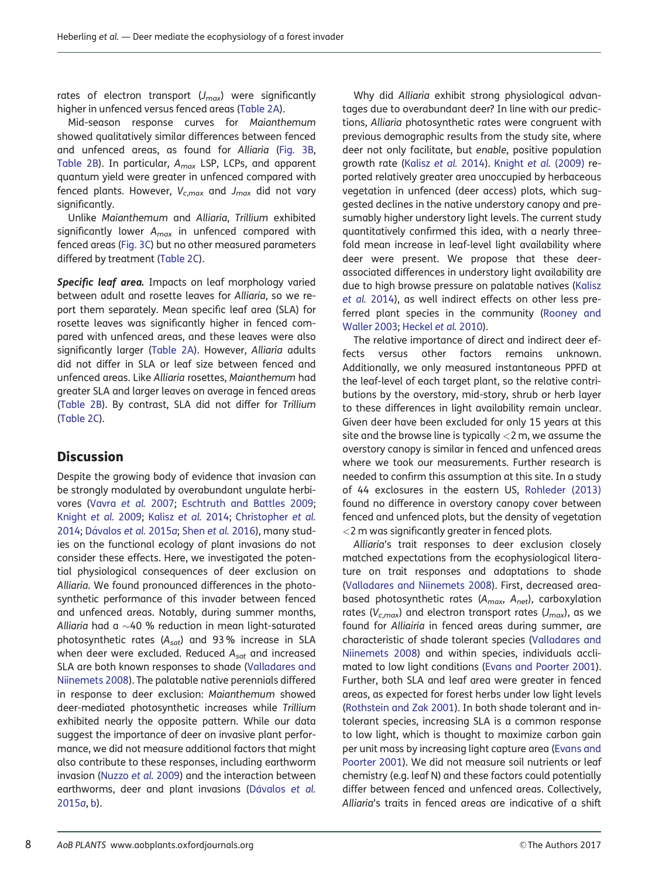rates of electron transport ($J_{max}$) were significantly higher in unfenced versus fenced areas (Table 2A).

Mid-season response curves for *Maianthemum* showed qualitatively similar differences between fenced and unfenced areas, as found for *Alliaria* (Fig. 3B, Table 2B). In particular, $A_{max}$ LSP, LCPs, and apparent quantum yield were greater in unfenced compared with fenced plants. However, $V_{c,max}$ and $J_{max}$ did not vary significantly.

Unlike *Maianthemum* and *Alliaria*, *Trillium* exhibited significantly lower $A_{max}$ in unfenced compared with fenced areas (Fig. 3C) but no other measured parameters differed by treatment (Table 2C).

***Specific leaf area.*** Impacts on leaf morphology varied between adult and rosette leaves for *Alliaria*, so we report them separately. Mean specific leaf area (SLA) for rosette leaves was significantly higher in fenced compared with unfenced areas, and these leaves were also significantly larger (Table 2A). However, *Alliaria* adults did not differ in SLA or leaf size between fenced and unfenced areas. Like *Alliaria* rosettes, *Maianthemum* had greater SLA and larger leaves on average in fenced areas (Table 2B). By contrast, SLA did not differ for *Trillium* (Table 2C).

## Discussion

Despite the growing body of evidence that invasion can be strongly modulated by overabundant ungulate herbivores (Vavra *et al.* 2007; Eschtruth and Battles 2009; Knight *et al.* 2009; Kalisz *et al.* 2014; Christopher *et al.* 2014; Dávalos *et al.* 2015*a*; Shen *et al.* 2016), many studies on the functional ecology of plant invasions do not consider these effects. Here, we investigated the potential physiological consequences of deer exclusion on *Alliaria*. We found pronounced differences in the photosynthetic performance of this invader between fenced and unfenced areas. Notably, during summer months, *Alliaria* had a ~40 % reduction in mean light-saturated photosynthetic rates ($A_{sat}$) and 93 % increase in SLA when deer were excluded. Reduced $A_{sat}$ and increased SLA are both known responses to shade (Valladares and Niinemets 2008). The palatable native perennials differed in response to deer exclusion: *Maianthemum* showed deer-mediated photosynthetic increases while *Trillium* exhibited nearly the opposite pattern. While our data suggest the importance of deer on invasive plant performance, we did not measure additional factors that might also contribute to these responses, including earthworm invasion (Nuzzo *et al.* 2009) and the interaction between earthworms, deer and plant invasions (Dávalos *et al.* 2015*a*, *b*).

Why did *Alliaria* exhibit strong physiological advantages due to overabundant deer? In line with our predictions, *Alliaria* photosynthetic rates were congruent with previous demographic results from the study site, where deer not only facilitate, but *enable*, positive population growth rate (Kalisz *et al.* 2014). Knight *et al.* (2009) reported relatively greater area unoccupied by herbaceous vegetation in unfenced (deer access) plots, which suggested declines in the native understory canopy and presumably higher understory light levels. The current study quantitatively confirmed this idea, with a nearly three-fold mean increase in leaf-level light availability where deer were present. We propose that these deer-associated differences in understory light availability are due to high browse pressure on palatable natives (Kalisz *et al.* 2014), as well indirect effects on other less preferred plant species in the community (Rooney and Waller 2003; Heckel *et al.* 2010).

The relative importance of direct and indirect deer effects versus other factors remains unknown. Additionally, we only measured instantaneous PPFD at the leaf-level of each target plant, so the relative contributions by the overstory, mid-story, shrub or herb layer to these differences in light availability remain unclear. Given deer have been excluded for only 15 years at this site and the browse line is typically <2 m, we assume the overstory canopy is similar in fenced and unfenced areas where we took our measurements. Further research is needed to confirm this assumption at this site. In a study of 44 exclosures in the eastern US, Rohleder (2013) found no difference in overstory canopy cover between fenced and unfenced plots, but the density of vegetation <2 m was significantly greater in fenced plots.

*Alliaria*'s trait responses to deer exclusion closely matched expectations from the ecophysiological literature on trait responses and adaptations to shade (Valladares and Niinemets 2008). First, decreased area-based photosynthetic rates ($A_{max}$, $A_{net}$), carboxylation rates ($V_{c,max}$) and electron transport rates ($J_{max}$), as we found for *Alliaria* in fenced areas during summer, are characteristic of shade tolerant species (Valladares and Niinemets 2008) and within species, individuals acclimated to low light conditions (Evans and Poorter 2001). Further, both SLA and leaf area were greater in fenced areas, as expected for forest herbs under low light levels (Rothstein and Zak 2001). In both shade tolerant and intolerant species, increasing SLA is a common response to low light, which is thought to maximize carbon gain per unit mass by increasing light capture area (Evans and Poorter 2001). We did not measure soil nutrients or leaf chemistry (e.g. leaf N) and these factors could potentially differ between fenced and unfenced areas. Collectively, *Alliaria*'s traits in fenced areas are indicative of a shift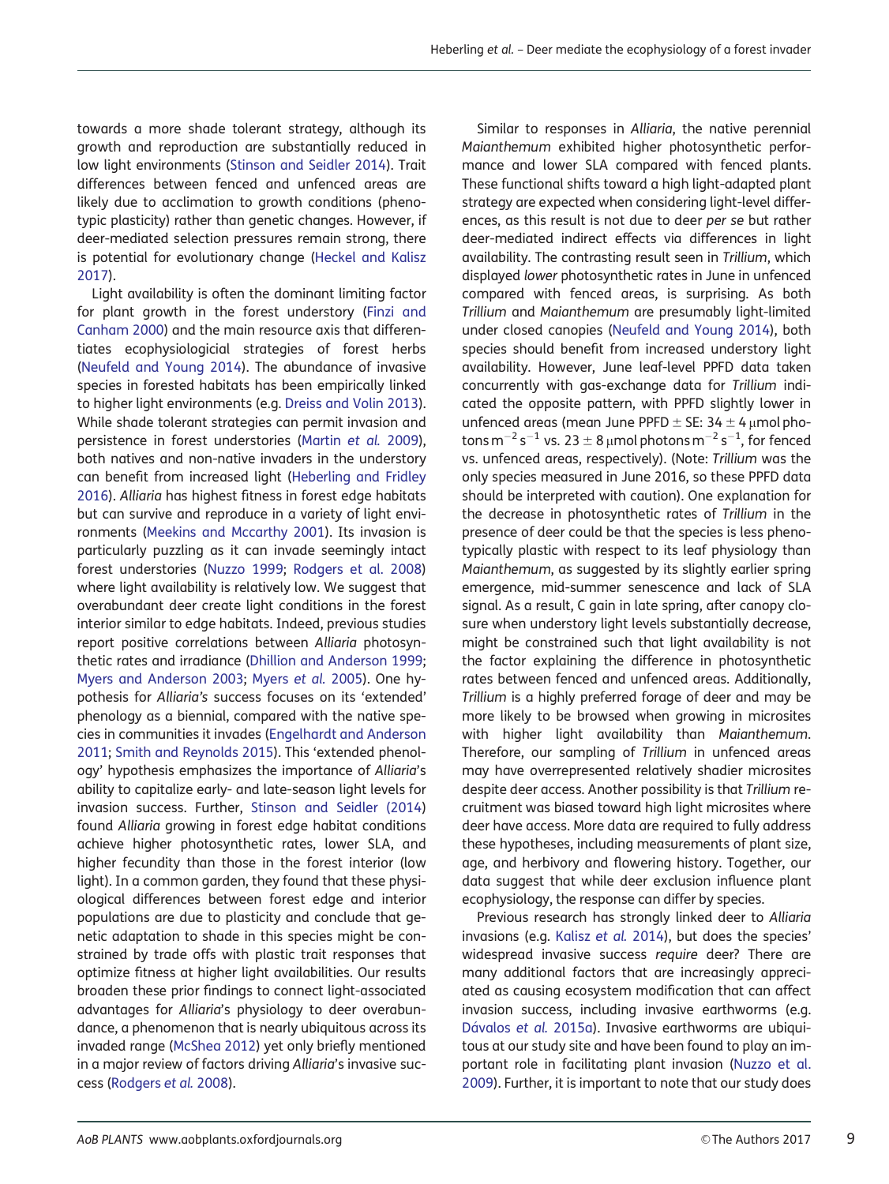towards a more shade tolerant strategy, although its growth and reproduction are substantially reduced in low light environments (Stinson and Seidler 2014). Trait differences between fenced and unfenced areas are likely due to acclimation to growth conditions (phenotypic plasticity) rather than genetic changes. However, if deer-mediated selection pressures remain strong, there is potential for evolutionary change (Heckel and Kalisz 2017).

Light availability is often the dominant limiting factor for plant growth in the forest understory (Finzi and Canham 2000) and the main resource axis that differentiates ecophysiologicial strategies of forest herbs (Neufeld and Young 2014). The abundance of invasive species in forested habitats has been empirically linked to higher light environments (e.g. Dreiss and Volin 2013). While shade tolerant strategies can permit invasion and persistence in forest understories (Martin *et al.* 2009), both natives and non-native invaders in the understory can benefit from increased light (Heberling and Fridley 2016). *Alliaria* has highest fitness in forest edge habitats but can survive and reproduce in a variety of light environments (Meekins and Mccarthy 2001). Its invasion is particularly puzzling as it can invade seemingly intact forest understories (Nuzzo 1999; Rodgers et al. 2008) where light availability is relatively low. We suggest that overabundant deer create light conditions in the forest interior similar to edge habitats. Indeed, previous studies report positive correlations between *Alliaria* photosynthetic rates and irradiance (Dhillion and Anderson 1999; Myers and Anderson 2003; Myers *et al.* 2005). One hypothesis for *Alliaria's* success focuses on its 'extended' phenology as a biennial, compared with the native species in communities it invades (Engelhardt and Anderson 2011; Smith and Reynolds 2015). This 'extended phenology' hypothesis emphasizes the importance of *Alliaria*'s ability to capitalize early- and late-season light levels for invasion success. Further, Stinson and Seidler (2014) found *Alliaria* growing in forest edge habitat conditions achieve higher photosynthetic rates, lower SLA, and higher fecundity than those in the forest interior (low light). In a common garden, they found that these physiological differences between forest edge and interior populations are due to plasticity and conclude that genetic adaptation to shade in this species might be constrained by trade offs with plastic trait responses that optimize fitness at higher light availabilities. Our results broaden these prior findings to connect light-associated advantages for *Alliaria*'s physiology to deer overabundance, a phenomenon that is nearly ubiquitous across its invaded range (McShea 2012) yet only briefly mentioned in a major review of factors driving *Alliaria*'s invasive success (Rodgers *et al.* 2008).

Similar to responses in *Alliaria*, the native perennial *Maianthemum* exhibited higher photosynthetic performance and lower SLA compared with fenced plants. These functional shifts toward a high light-adapted plant strategy are expected when considering light-level differences, as this result is not due to deer *per se* but rather deer-mediated indirect effects via differences in light availability. The contrasting result seen in *Trillium*, which displayed *lower* photosynthetic rates in June in unfenced compared with fenced areas, is surprising. As both *Trillium* and *Maianthemum* are presumably light-limited under closed canopies (Neufeld and Young 2014), both species should benefit from increased understory light availability. However, June leaf-level PPFD data taken concurrently with gas-exchange data for *Trillium* indicated the opposite pattern, with PPFD slightly lower in unfenced areas (mean June PPFD ± SE: $34 \pm 4$ μmol photons $\mathrm{m}^{-2}\,\mathrm{s}^{-1}$ vs. $23 \pm 8$ μmol photons $\mathrm{m}^{-2}\,\mathrm{s}^{-1}$, for fenced vs. unfenced areas, respectively). (Note: *Trillium* was the only species measured in June 2016, so these PPFD data should be interpreted with caution). One explanation for the decrease in photosynthetic rates of *Trillium* in the presence of deer could be that the species is less phenotypically plastic with respect to its leaf physiology than *Maianthemum*, as suggested by its slightly earlier spring emergence, mid-summer senescence and lack of SLA signal. As a result, C gain in late spring, after canopy closure when understory light levels substantially decrease, might be constrained such that light availability is not the factor explaining the difference in photosynthetic rates between fenced and unfenced areas. Additionally, *Trillium* is a highly preferred forage of deer and may be more likely to be browsed when growing in microsites with higher light availability than *Maianthemum*. Therefore, our sampling of *Trillium* in unfenced areas may have overrepresented relatively shadier microsites despite deer access. Another possibility is that *Trillium* recruitment was biased toward high light microsites where deer have access. More data are required to fully address these hypotheses, including measurements of plant size, age, and herbivory and flowering history. Together, our data suggest that while deer exclusion influence plant ecophysiology, the response can differ by species.

Previous research has strongly linked deer to *Alliaria* invasions (e.g. Kalisz *et al.* 2014), but does the species' widespread invasive success *require* deer? There are many additional factors that are increasingly appreciated as causing ecosystem modification that can affect invasion success, including invasive earthworms (e.g. Dávalos *et al.* 2015a). Invasive earthworms are ubiquitous at our study site and have been found to play an important role in facilitating plant invasion (Nuzzo et al. 2009). Further, it is important to note that our study does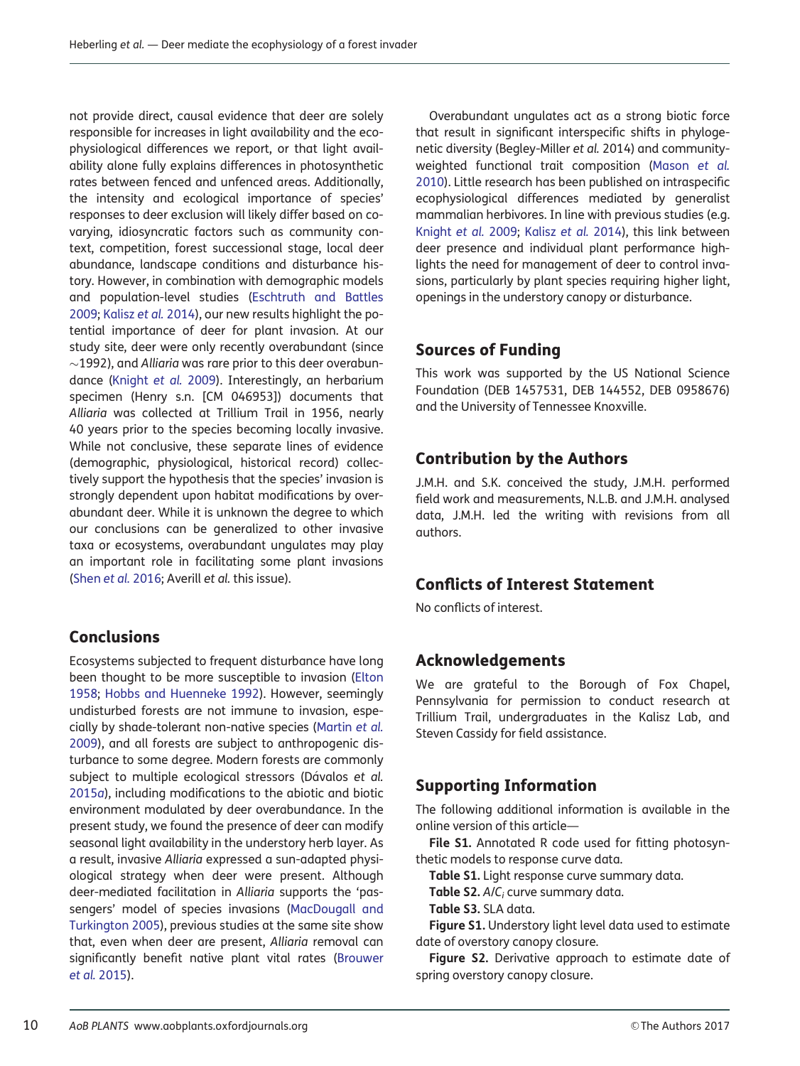not provide direct, causal evidence that deer are solely responsible for increases in light availability and the ecophysiological differences we report, or that light availability alone fully explains differences in photosynthetic rates between fenced and unfenced areas. Additionally, the intensity and ecological importance of species' responses to deer exclusion will likely differ based on co-varying, idiosyncratic factors such as community context, competition, forest successional stage, local deer abundance, landscape conditions and disturbance history. However, in combination with demographic models and population-level studies (Eschtruth and Battles 2009; Kalisz *et al.* 2014), our new results highlight the potential importance of deer for plant invasion. At our study site, deer were only recently overabundant (since ~1992), and *Alliaria* was rare prior to this deer overabundance (Knight *et al.* 2009). Interestingly, an herbarium specimen (Henry s.n. [CM 046953]) documents that *Alliaria* was collected at Trillium Trail in 1956, nearly 40 years prior to the species becoming locally invasive. While not conclusive, these separate lines of evidence (demographic, physiological, historical record) collectively support the hypothesis that the species' invasion is strongly dependent upon habitat modifications by overabundant deer. While it is unknown the degree to which our conclusions can be generalized to other invasive taxa or ecosystems, overabundant ungulates may play an important role in facilitating some plant invasions (Shen *et al.* 2016; Averill *et al.* this issue).

## Conclusions

Ecosystems subjected to frequent disturbance have long been thought to be more susceptible to invasion (Elton 1958; Hobbs and Huenneke 1992). However, seemingly undisturbed forests are not immune to invasion, especially by shade-tolerant non-native species (Martin *et al.* 2009), and all forests are subject to anthropogenic disturbance to some degree. Modern forests are commonly subject to multiple ecological stressors (Dávalos *et al.* 2015*a*), including modifications to the abiotic and biotic environment modulated by deer overabundance. In the present study, we found the presence of deer can modify seasonal light availability in the understory herb layer. As a result, invasive *Alliaria* expressed a sun-adapted physiological strategy when deer were present. Although deer-mediated facilitation in *Alliaria* supports the 'passengers' model of species invasions (MacDougall and Turkington 2005), previous studies at the same site show that, even when deer are present, *Alliaria* removal can significantly benefit native plant vital rates (Brouwer *et al.* 2015).

Overabundant ungulates act as a strong biotic force that result in significant interspecific shifts in phylogenetic diversity (Begley-Miller *et al.* 2014) and community-weighted functional trait composition (Mason *et al.* 2010). Little research has been published on intraspecific ecophysiological differences mediated by generalist mammalian herbivores. In line with previous studies (e.g. Knight *et al.* 2009; Kalisz *et al.* 2014), this link between deer presence and individual plant performance highlights the need for management of deer to control invasions, particularly by plant species requiring higher light, openings in the understory canopy or disturbance.

## Sources of Funding

This work was supported by the US National Science Foundation (DEB 1457531, DEB 144552, DEB 0958676) and the University of Tennessee Knoxville.

## Contribution by the Authors

J.M.H. and S.K. conceived the study, J.M.H. performed field work and measurements, N.L.B. and J.M.H. analysed data, J.M.H. led the writing with revisions from all authors.

## Conflicts of Interest Statement

No conflicts of interest.

## Acknowledgements

We are grateful to the Borough of Fox Chapel, Pennsylvania for permission to conduct research at Trillium Trail, undergraduates in the Kalisz Lab, and Steven Cassidy for field assistance.

## Supporting Information

The following additional information is available in the online version of this article—

**File S1.** Annotated R code used for fitting photosynthetic models to response curve data.

**Table S1.** Light response curve summary data.

**Table S2.** $A/C_i$ curve summary data.

**Table S3.** SLA data.

**Figure S1.** Understory light level data used to estimate date of overstory canopy closure.

**Figure S2.** Derivative approach to estimate date of spring overstory canopy closure.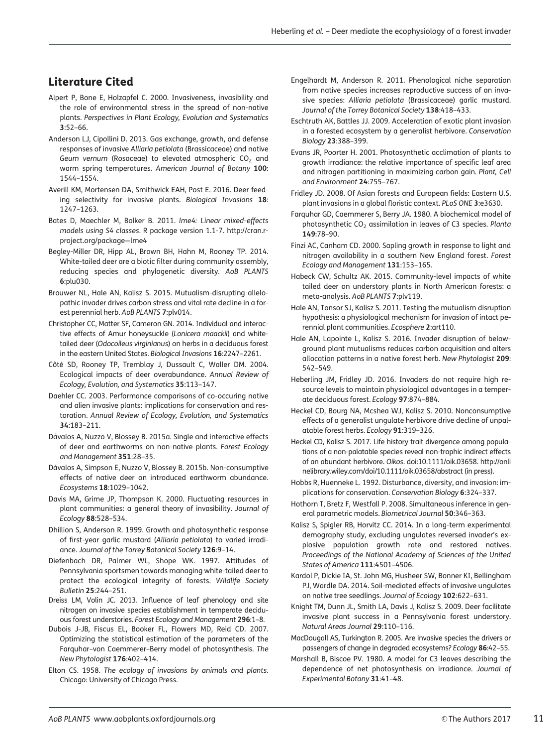## Literature Cited

Alpert P, Bone E, Holzapfel C. 2000. Invasiveness, invasibility and the role of environmental stress in the spread of non-native plants. *Perspectives in Plant Ecology, Evolution and Systematics* **3**:52–66.

Anderson LJ, Cipollini D. 2013. Gas exchange, growth, and defense responses of invasive *Alliaria petiolata* (Brassicaceae) and native *Geum vernum* (Rosaceae) to elevated atmospheric $CO_2$ and warm spring temperatures. *American Journal of Botany* **100**: 1544–1554.

Averill KM, Mortensen DA, Smithwick EAH, Post E. 2016. Deer feeding selectivity for invasive plants. *Biological Invasions* **18**: 1247–1263.

Bates D, Maechler M, Bolker B. 2011. *lme4: Linear mixed-effects models using S4 classes*. R package version 1.1-7. http://cran.r-project.org/package=lme4

Begley-Miller DR, Hipp AL, Brown BH, Hahn M, Rooney TP. 2014. White-tailed deer are a biotic filter during community assembly, reducing species and phylogenetic diversity. *AoB PLANTS* **6**:plu030.

Brouwer NL, Hale AN, Kalisz S. 2015. Mutualism-disrupting allelopathic invader drives carbon stress and vital rate decline in a forest perennial herb. *AoB PLANTS* **7**:plv014.

Christopher CC, Matter SF, Cameron GN. 2014. Individual and interactive effects of Amur honeysuckle (*Lonicera maackii*) and white-tailed deer (*Odocoileus virginianus*) on herbs in a deciduous forest in the eastern United States. *Biological Invasions* **16**:2247–2261.

Côté SD, Rooney TP, Tremblay J, Dussault C, Waller DM. 2004. Ecological impacts of deer overabundance. *Annual Review of Ecology, Evolution, and Systematics* **35**:113–147.

Daehler CC. 2003. Performance comparisons of co-occuring native and alien invasive plants: implications for conservation and restoration. *Annual Review of Ecology, Evolution, and Systematics* **34**:183–211.

Dávalos A, Nuzzo V, Blossey B. 2015a. Single and interactive effects of deer and earthworms on non-native plants. *Forest Ecology and Management* **351**:28–35.

Dávalos A, Simpson E, Nuzzo V, Blossey B. 2015b. Non-consumptive effects of native deer on introduced earthworm abundance. *Ecosystems* **18**:1029–1042.

Davis MA, Grime JP, Thompson K. 2000. Fluctuating resources in plant communities: a general theory of invasibility. *Journal of Ecology* **88**:528–534.

Dhillion S, Anderson R. 1999. Growth and photosynthetic response of first-year garlic mustard (*Alliaria petiolata*) to varied irradiance. *Journal of the Torrey Botanical Society* **126**:9–14.

Diefenbach DR, Palmer WL, Shope WK. 1997. Attitudes of Pennsylvania sportsmen towards managing white-tailed deer to protect the ecological integrity of forests. *Wildlife Society Bulletin* **25**:244–251.

Dreiss LM, Volin JC. 2013. Influence of leaf phenology and site nitrogen on invasive species establishment in temperate deciduous forest understories. *Forest Ecology and Management* **296**:1–8.

Dubois J-JB, Fiscus EL, Booker FL, Flowers MD, Reid CD. 2007. Optimizing the statistical estimation of the parameters of the Farquhar–von Caemmerer–Berry model of photosynthesis. *The New Phytologist* **176**:402–414.

Elton CS. 1958. *The ecology of invasions by animals and plants*. Chicago: University of Chicago Press.

Engelhardt M, Anderson R. 2011. Phenological niche separation from native species increases reproductive success of an invasive species: *Alliaria petiolata* (Brassicaceae) garlic mustard. *Journal of the Torrey Botanical Society* **138**:418–433.

Eschtruth AK, Battles JJ. 2009. Acceleration of exotic plant invasion in a forested ecosystem by a generalist herbivore. *Conservation Biology* **23**:388–399.

Evans JR, Poorter H. 2001. Photosynthetic acclimation of plants to growth irradiance: the relative importance of specific leaf area and nitrogen partitioning in maximizing carbon gain. *Plant, Cell and Environment* **24**:755–767.

Fridley JD. 2008. Of Asian forests and European fields: Eastern U.S. plant invasions in a global floristic context. *PLoS ONE* **3**:e3630.

Farquhar GD, Caemmerer S, Berry JA. 1980. A biochemical model of photosynthetic $CO_2$ assimilation in leaves of C3 species. *Planta* **149**:78–90.

Finzi AC, Canham CD. 2000. Sapling growth in response to light and nitrogen availability in a southern New England forest. *Forest Ecology and Management* **131**:153–165.

Habeck CW, Schultz AK. 2015. Community-level impacts of white tailed deer on understory plants in North American forests: a meta-analysis. *AoB PLANTS* **7**:plv119.

Hale AN, Tonsor SJ, Kalisz S. 2011. Testing the mutualism disruption hypothesis: a physiological mechanism for invasion of intact perennial plant communities. *Ecosphere* **2**:art110.

Hale AN, Lapointe L, Kalisz S. 2016. Invader disruption of belowground plant mutualisms reduces carbon acquisition and alters allocation patterns in a native forest herb. *New Phytologist* **209**: 542–549.

Heberling JM, Fridley JD. 2016. Invaders do not require high resource levels to maintain physiological advantages in a temperate deciduous forest. *Ecology* **97**:874–884.

Heckel CD, Bourg NA, Mcshea WJ, Kalisz S. 2010. Nonconsumptive effects of a generalist ungulate herbivore drive decline of unpalatable forest herbs. *Ecology* **91**:319–326.

Heckel CD, Kalisz S. 2017. Life history trait divergence among populations of a non-palatable species reveal non-trophic indirect effects of an abundant herbivore. *Oikos*. doi:10.1111/oik.03658. http://onlinelibrary.wiley.com/doi/10.1111/oik.03658/abstract (in press).

Hobbs R, Huenneke L. 1992. Disturbance, diversity, and invasion: implications for conservation. *Conservation Biology* **6**:324–337.

Hothorn T, Bretz F, Westfall P. 2008. Simultaneous inference in general parametric models. *Biometrical Journal* **50**:346–363.

Kalisz S, Spigler RB, Horvitz CC. 2014. In a long-term experimental demography study, excluding ungulates reversed invader's explosive population growth rate and restored natives. *Proceedings of the National Academy of Sciences of the United States of America* **111**:4501–4506.

Kardol P, Dickie IA, St. John MG, Husheer SW, Bonner KI, Bellingham PJ, Wardle DA. 2014. Soil-mediated effects of invasive ungulates on native tree seedlings. *Journal of Ecology* **102**:622–631.

Knight TM, Dunn JL, Smith LA, Davis J, Kalisz S. 2009. Deer facilitate invasive plant success in a Pennsylvania forest understory. *Natural Areas Journal* **29**:110–116.

MacDougall AS, Turkington R. 2005. Are invasive species the drivers or passengers of change in degraded ecosystems? *Ecology* **86**:42–55.

Marshall B, Biscoe PV. 1980. A model for C3 leaves describing the dependence of net photosynthesis on irradiance. *Journal of Experimental Botany* **31**:41–48.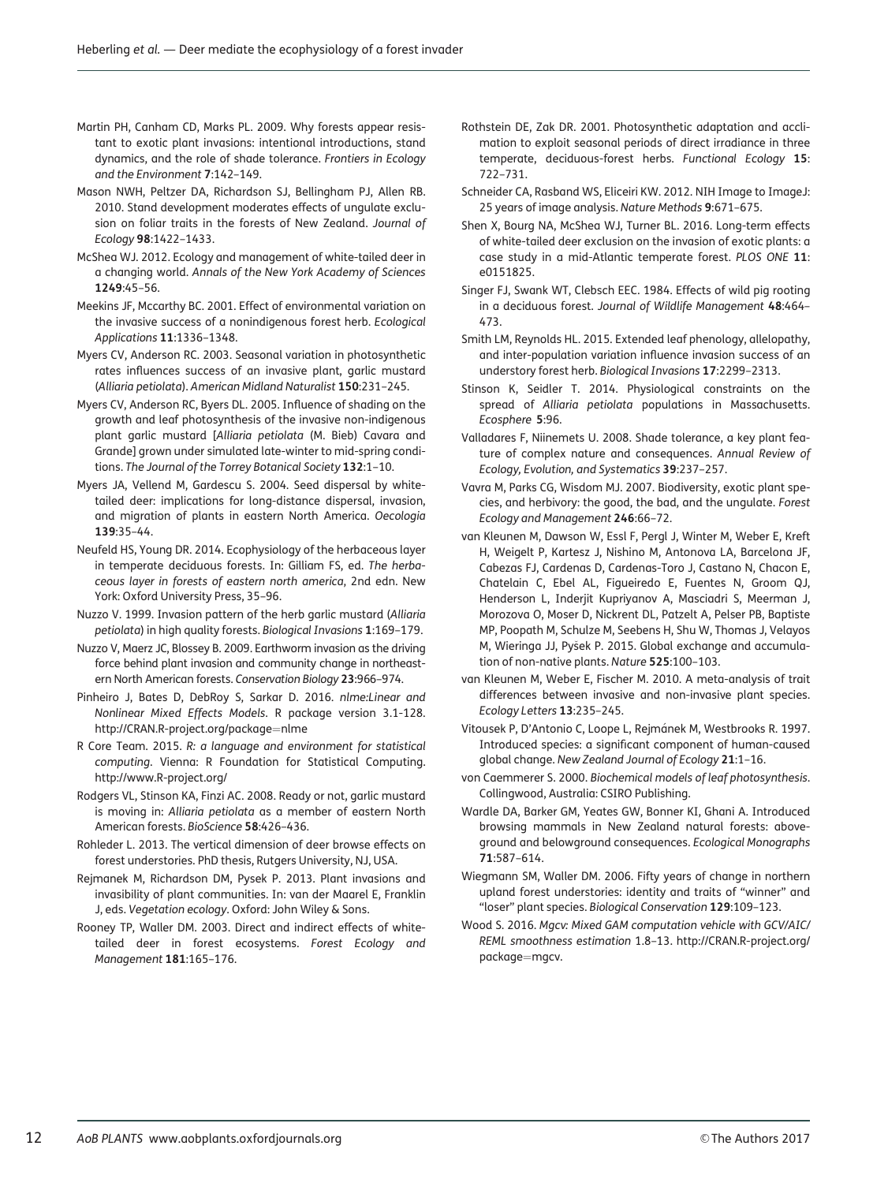Martin PH, Canham CD, Marks PL. 2009. Why forests appear resistant to exotic plant invasions: intentional introductions, stand dynamics, and the role of shade tolerance. *Frontiers in Ecology and the Environment* **7**:142–149.

Mason NWH, Peltzer DA, Richardson SJ, Bellingham PJ, Allen RB. 2010. Stand development moderates effects of ungulate exclusion on foliar traits in the forests of New Zealand. *Journal of Ecology* **98**:1422–1433.

McShea WJ. 2012. Ecology and management of white-tailed deer in a changing world. *Annals of the New York Academy of Sciences* **1249**:45–56.

Meekins JF, Mccarthy BC. 2001. Effect of environmental variation on the invasive success of a nonindigenous forest herb. *Ecological Applications* **11**:1336–1348.

Myers CV, Anderson RC. 2003. Seasonal variation in photosynthetic rates influences success of an invasive plant, garlic mustard (*Alliaria petiolata*). *American Midland Naturalist* **150**:231–245.

Myers CV, Anderson RC, Byers DL. 2005. Influence of shading on the growth and leaf photosynthesis of the invasive non-indigenous plant garlic mustard [*Alliaria petiolata* (M. Bieb) Cavara and Grande] grown under simulated late-winter to mid-spring conditions. *The Journal of the Torrey Botanical Society* **132**:1–10.

Myers JA, Vellend M, Gardescu S. 2004. Seed dispersal by white-tailed deer: implications for long-distance dispersal, invasion, and migration of plants in eastern North America. *Oecologia* **139**:35–44.

Neufeld HS, Young DR. 2014. Ecophysiology of the herbaceous layer in temperate deciduous forests. In: Gilliam FS, ed. *The herbaceous layer in forests of eastern north america*, 2nd edn. New York: Oxford University Press, 35–96.

Nuzzo V. 1999. Invasion pattern of the herb garlic mustard (*Alliaria petiolata*) in high quality forests. *Biological Invasions* **1**:169–179.

Nuzzo V, Maerz JC, Blossey B. 2009. Earthworm invasion as the driving force behind plant invasion and community change in northeastern North American forests. *Conservation Biology* **23**:966–974.

Pinheiro J, Bates D, DebRoy S, Sarkar D. 2016. *nlme:Linear and Nonlinear Mixed Effects Models*. R package version 3.1-128. http://CRAN.R-project.org/package=nlme

R Core Team. 2015. *R: a language and environment for statistical computing*. Vienna: R Foundation for Statistical Computing. http://www.R-project.org/

Rodgers VL, Stinson KA, Finzi AC. 2008. Ready or not, garlic mustard is moving in: *Alliaria petiolata* as a member of eastern North American forests. *BioScience* **58**:426–436.

Rohleder L. 2013. The vertical dimension of deer browse effects on forest understories. PhD thesis, Rutgers University, NJ, USA.

Rejmanek M, Richardson DM, Pysek P. 2013. Plant invasions and invasibility of plant communities. In: van der Maarel E, Franklin J, eds. *Vegetation ecology*. Oxford: John Wiley & Sons.

Rooney TP, Waller DM. 2003. Direct and indirect effects of white-tailed deer in forest ecosystems. *Forest Ecology and Management* **181**:165–176.

Rothstein DE, Zak DR. 2001. Photosynthetic adaptation and acclimation to exploit seasonal periods of direct irradiance in three temperate, deciduous-forest herbs. *Functional Ecology* **15**: 722–731.

Schneider CA, Rasband WS, Eliceiri KW. 2012. NIH Image to ImageJ: 25 years of image analysis. *Nature Methods* **9**:671–675.

Shen X, Bourg NA, McShea WJ, Turner BL. 2016. Long-term effects of white-tailed deer exclusion on the invasion of exotic plants: a case study in a mid-Atlantic temperate forest. *PLOS ONE* **11**: e0151825.

Singer FJ, Swank WT, Clebsch EEC. 1984. Effects of wild pig rooting in a deciduous forest. *Journal of Wildlife Management* **48**:464–473.

Smith LM, Reynolds HL. 2015. Extended leaf phenology, allelopathy, and inter-population variation influence invasion success of an understory forest herb. *Biological Invasions* **17**:2299–2313.

Stinson K, Seidler T. 2014. Physiological constraints on the spread of *Alliaria petiolata* populations in Massachusetts. *Ecosphere* **5**:96.

Valladares F, Niinemets U. 2008. Shade tolerance, a key plant feature of complex nature and consequences. *Annual Review of Ecology, Evolution, and Systematics* **39**:237–257.

Vavra M, Parks CG, Wisdom MJ. 2007. Biodiversity, exotic plant species, and herbivory: the good, the bad, and the ungulate. *Forest Ecology and Management* **246**:66–72.

van Kleunen M, Dawson W, Essl F, Pergl J, Winter M, Weber E, Kreft H, Weigelt P, Kartesz J, Nishino M, Antonova LA, Barcelona JF, Cabezas FJ, Cardenas D, Cardenas-Toro J, Castano N, Chacon E, Chatelain C, Ebel AL, Figueiredo E, Fuentes N, Groom QJ, Henderson L, Inderjit Kupriyanov A, Masciadri S, Meerman J, Morozova O, Moser D, Nickrent DL, Patzelt A, Pelser PB, Baptiste MP, Poopath M, Schulze M, Seebens H, Shu W, Thomas J, Velayos M, Wieringa JJ, Pyšek P. 2015. Global exchange and accumulation of non-native plants. *Nature* **525**:100–103.

van Kleunen M, Weber E, Fischer M. 2010. A meta-analysis of trait differences between invasive and non-invasive plant species. *Ecology Letters* **13**:235–245.

Vitousek P, D'Antonio C, Loope L, Rejmánek M, Westbrooks R. 1997. Introduced species: a significant component of human-caused global change. *New Zealand Journal of Ecology* **21**:1–16.

von Caemmerer S. 2000. *Biochemical models of leaf photosynthesis*. Collingwood, Australia: CSIRO Publishing.

Wardle DA, Barker GM, Yeates GW, Bonner KI, Ghani A. Introduced browsing mammals in New Zealand natural forests: aboveground and belowground consequences. *Ecological Monographs* **71**:587–614.

Wiegmann SM, Waller DM. 2006. Fifty years of change in northern upland forest understories: identity and traits of "winner" and "loser" plant species. *Biological Conservation* **129**:109–123.

Wood S. 2016. *Mgcv: Mixed GAM computation vehicle with GCV/AIC/REML smoothness estimation* 1.8–13. http://CRAN.R-project.org/package=mgcv.